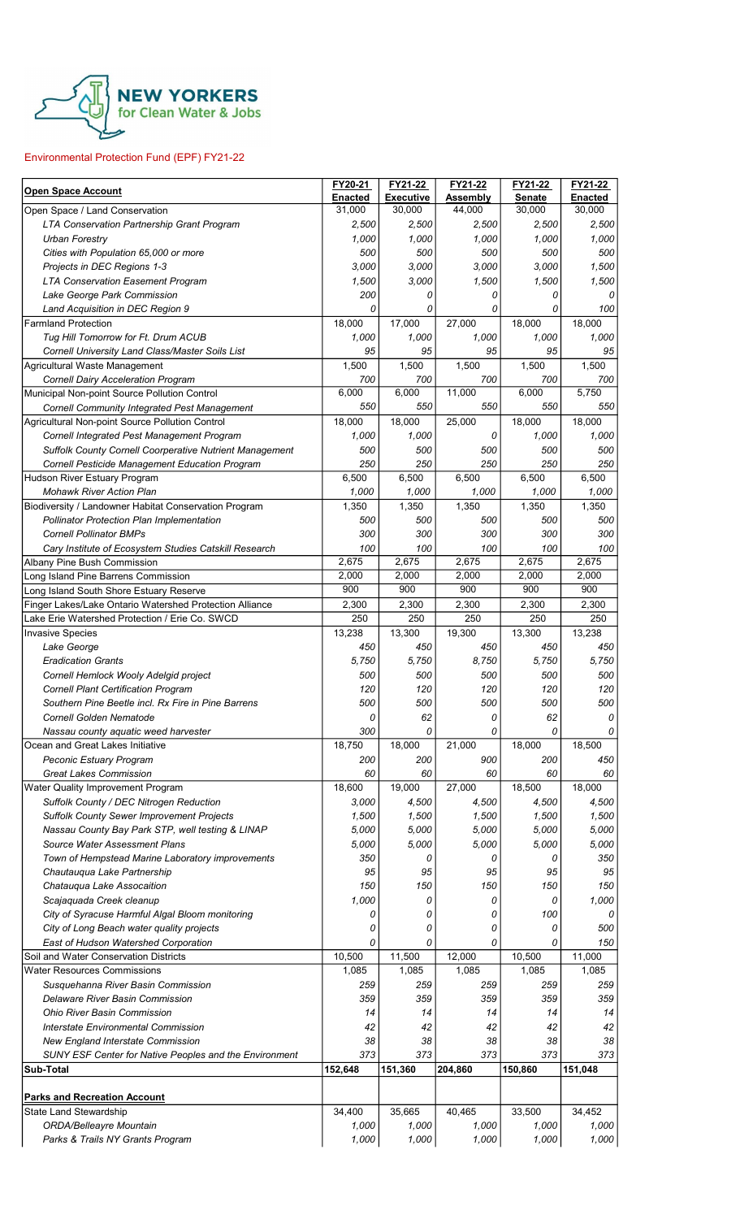**NEW YORKERS for Clean Water & Jobs**

## Environmental Protection Fund (EPF) FY21-22

| **Open Space Account** | FY20-21 Enacted | FY21-22 Executive | FY21-22 Assembly | FY21-22 Senate | FY21-22 Enacted |
|---|---|---|---|---|---|
| Open Space / Land Conservation | 31,000 | 30,000 | 44,000 | 30,000 | 30,000 |
| *LTA Conservation Partnership Grant Program* | *2,500* | *2,500* | *2,500* | *2,500* | *2,500* |
| *Urban Forestry* | *1,000* | *1,000* | *1,000* | *1,000* | *1,000* |
| *Cities with Population 65,000 or more* | *500* | *500* | *500* | *500* | *500* |
| *Projects in DEC Regions 1-3* | *3,000* | *3,000* | *3,000* | *3,000* | *1,500* |
| *LTA Conservation Easement Program* | *1,500* | *3,000* | *1,500* | *1,500* | *1,500* |
| *Lake George Park Commission* | *200* | *0* | *0* | *0* | *0* |
| *Land Acquisition in DEC Region 9* | *0* | *0* | *0* | *0* | *100* |
| Farmland Protection | 18,000 | 17,000 | 27,000 | 18,000 | 18,000 |
| *Tug Hill Tomorrow for Ft. Drum ACUB* | *1,000* | *1,000* | *1,000* | *1,000* | *1,000* |
| *Cornell University Land Class/Master Soils List* | *95* | *95* | *95* | *95* | *95* |
| Agricultural Waste Management | 1,500 | 1,500 | 1,500 | 1,500 | 1,500 |
| *Cornell Dairy Acceleration Program* | *700* | *700* | *700* | *700* | *700* |
| Municipal Non-point Source Pollution Control | 6,000 | 6,000 | 11,000 | 6,000 | 5,750 |
| *Cornell Community Integrated Pest Management* | *550* | *550* | *550* | *550* | *550* |
| Agricultural Non-point Source Pollution Control | 18,000 | 18,000 | 25,000 | 18,000 | 18,000 |
| *Cornell Integrated Pest Management Program* | *1,000* | *1,000* | *0* | *1,000* | *1,000* |
| *Suffolk County Cornell Coorperative Nutrient Management* | *500* | *500* | *500* | *500* | *500* |
| *Cornell Pesticide Management Education Program* | *250* | *250* | *250* | *250* | *250* |
| Hudson River Estuary Program | 6,500 | 6,500 | 6,500 | 6,500 | 6,500 |
| *Mohawk River Action Plan* | *1,000* | *1,000* | *1,000* | *1,000* | *1,000* |
| Biodiversity / Landowner Habitat Conservation Program | 1,350 | 1,350 | 1,350 | 1,350 | 1,350 |
| *Pollinator Protection Plan Implementation* | *500* | *500* | *500* | *500* | *500* |
| *Cornell Pollinator BMPs* | *300* | *300* | *300* | *300* | *300* |
| *Cary Institute of Ecosystem Studies Catskill Research* | *100* | *100* | *100* | *100* | *100* |
| Albany Pine Bush Commission | 2,675 | 2,675 | 2,675 | 2,675 | 2,675 |
| Long Island Pine Barrens Commission | 2,000 | 2,000 | 2,000 | 2,000 | 2,000 |
| Long Island South Shore Estuary Reserve | 900 | 900 | 900 | 900 | 900 |
| Finger Lakes/Lake Ontario Watershed Protection Alliance | 2,300 | 2,300 | 2,300 | 2,300 | 2,300 |
| Lake Erie Watershed Protection / Erie Co. SWCD | 250 | 250 | 250 | 250 | 250 |
| Invasive Species | 13,238 | 13,300 | 19,300 | 13,300 | 13,238 |
| *Lake George* | *450* | *450* | *450* | *450* | *450* |
| *Eradication Grants* | *5,750* | *5,750* | *8,750* | *5,750* | *5,750* |
| *Cornell Hemlock Wooly Adelgid project* | *500* | *500* | *500* | *500* | *500* |
| *Cornell Plant Certification Program* | *120* | *120* | *120* | *120* | *120* |
| *Southern Pine Beetle incl. Rx Fire in Pine Barrens* | *500* | *500* | *500* | *500* | *500* |
| *Cornell Golden Nematode* | *0* | *62* | *0* | *62* | *0* |
| *Nassau county aquatic weed harvester* | *300* | *0* | *0* | *0* | *0* |
| Ocean and Great Lakes Initiative | 18,750 | 18,000 | 21,000 | 18,000 | 18,500 |
| *Peconic Estuary Program* | *200* | *200* | *900* | *200* | *450* |
| *Great Lakes Commission* | *60* | *60* | *60* | *60* | *60* |
| Water Quality Improvement Program | 18,600 | 19,000 | 27,000 | 18,500 | 18,000 |
| *Suffolk County / DEC Nitrogen Reduction* | *3,000* | *4,500* | *4,500* | *4,500* | *4,500* |
| *Suffolk County Sewer Improvement Projects* | *1,500* | *1,500* | *1,500* | *1,500* | *1,500* |
| *Nassau County Bay Park STP, well testing & LINAP* | *5,000* | *5,000* | *5,000* | *5,000* | *5,000* |
| *Source Water Assessment Plans* | *5,000* | *5,000* | *5,000* | *5,000* | *5,000* |
| *Town of Hempstead Marine Laboratory improvements* | *350* | *0* | *0* | *0* | *350* |
| *Chautauqua Lake Partnership* | *95* | *95* | *95* | *95* | *95* |
| *Chatauqua Lake Assocaition* | *150* | *150* | *150* | *150* | *150* |
| *Scajaquada Creek cleanup* | *1,000* | *0* | *0* | *0* | *1,000* |
| *City of Syracuse Harmful Algal Bloom monitoring* | *0* | *0* | *0* | *100* | *0* |
| *City of Long Beach water quality projects* | *0* | *0* | *0* | *0* | *500* |
| *East of Hudson Watershed Corporation* | *0* | *0* | *0* | *0* | *150* |
| Soil and Water Conservation Districts | 10,500 | 11,500 | 12,000 | 10,500 | 11,000 |
| Water Resources Commissions | 1,085 | 1,085 | 1,085 | 1,085 | 1,085 |
| *Susquehanna River Basin Commission* | *259* | *259* | *259* | *259* | *259* |
| *Delaware River Basin Commission* | *359* | *359* | *359* | *359* | *359* |
| *Ohio River Basin Commission* | *14* | *14* | *14* | *14* | *14* |
| *Interstate Environmental Commission* | *42* | *42* | *42* | *42* | *42* |
| *New England Interstate Commission* | *38* | *38* | *38* | *38* | *38* |
| *SUNY ESF Center for Native Peoples and the Environment* | *373* | *373* | *373* | *373* | *373* |
| **Sub-Total** | **152,648** | **151,360** | **204,860** | **150,860** | **151,048** |
| | | | | | |
| **Parks and Recreation Account** | | | | | |
| State Land Stewardship | 34,400 | 35,665 | 40,465 | 33,500 | 34,452 |
| *ORDA/Belleayre Mountain* | *1,000* | *1,000* | *1,000* | *1,000* | *1,000* |
| *Parks & Trails NY Grants Program* | *1,000* | *1,000* | *1,000* | *1,000* | *1,000* |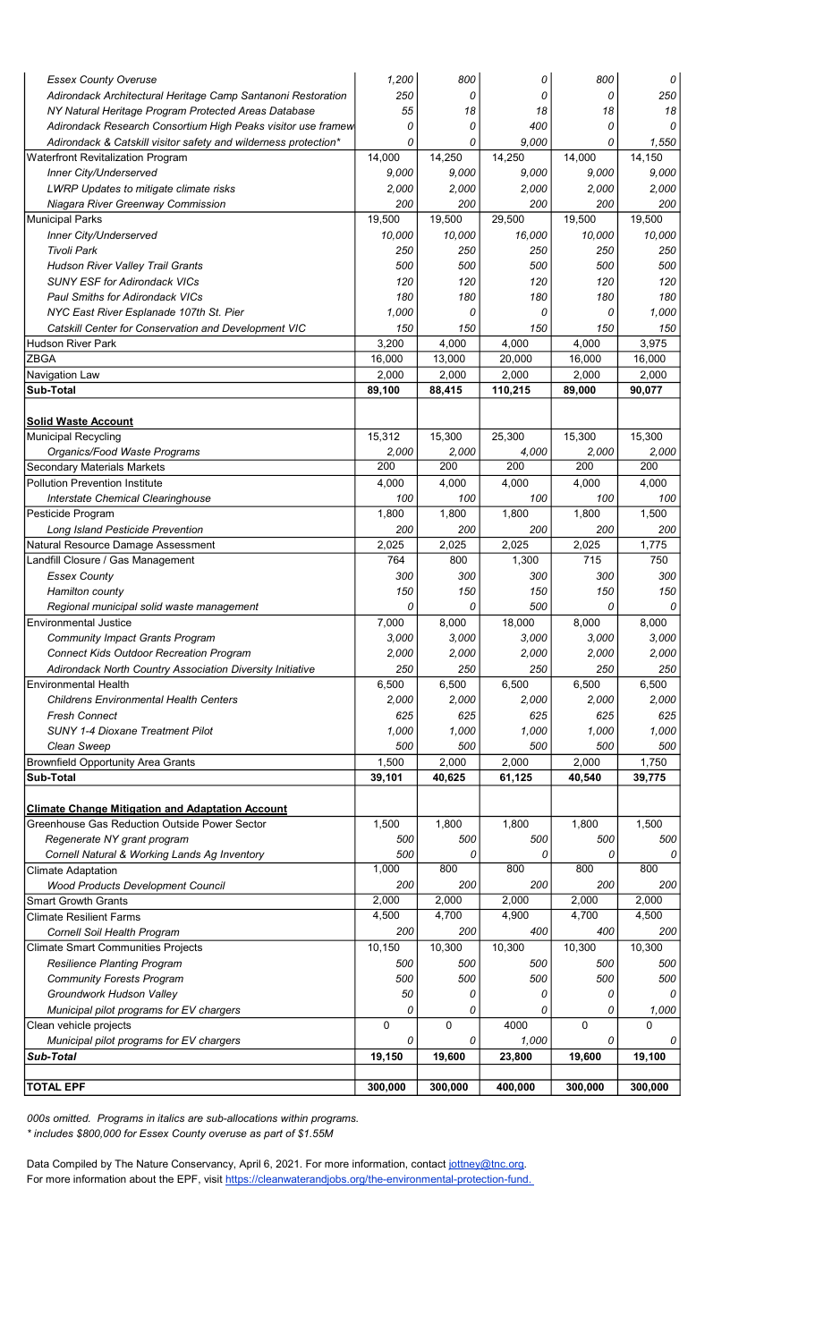| | | | | | |
|---|---|---|---|---|---|
| *Essex County Overuse* | *1,200* | *800* | *0* | *800* | *0* |
| *Adirondack Architectural Heritage Camp Santanoni Restoration* | *250* | *0* | *0* | *0* | *250* |
| *NY Natural Heritage Program Protected Areas Database* | *55* | *18* | *18* | *18* | *18* |
| *Adirondack Research Consortium High Peaks visitor use framew* | *0* | *0* | *400* | *0* | *0* |
| *Adirondack & Catskill visitor safety and wilderness protection** | *0* | *0* | *9,000* | *0* | *1,550* |
| Waterfront Revitalization Program | 14,000 | 14,250 | 14,250 | 14,000 | 14,150 |
| *Inner City/Underserved* | *9,000* | *9,000* | *9,000* | *9,000* | *9,000* |
| *LWRP Updates to mitigate climate risks* | *2,000* | *2,000* | *2,000* | *2,000* | *2,000* |
| *Niagara River Greenway Commission* | *200* | *200* | *200* | *200* | *200* |
| Municipal Parks | 19,500 | 19,500 | 29,500 | 19,500 | 19,500 |
| *Inner City/Underserved* | *10,000* | *10,000* | *16,000* | *10,000* | *10,000* |
| *Tivoli Park* | *250* | *250* | *250* | *250* | *250* |
| *Hudson River Valley Trail Grants* | *500* | *500* | *500* | *500* | *500* |
| *SUNY ESF for Adirondack VICs* | *120* | *120* | *120* | *120* | *120* |
| *Paul Smiths for Adirondack VICs* | *180* | *180* | *180* | *180* | *180* |
| *NYC East River Esplanade 107th St. Pier* | *1,000* | *0* | *0* | *0* | *1,000* |
| *Catskill Center for Conservation and Development VIC* | *150* | *150* | *150* | *150* | *150* |
| Hudson River Park | 3,200 | 4,000 | 4,000 | 4,000 | 3,975 |
| ZBGA | 16,000 | 13,000 | 20,000 | 16,000 | 16,000 |
| Navigation Law | 2,000 | 2,000 | 2,000 | 2,000 | 2,000 |
| **Sub-Total** | **89,100** | **88,415** | **110,215** | **89,000** | **90,077** |
| | | | | | |
| **Solid Waste Account** | | | | | |
| Municipal Recycling | 15,312 | 15,300 | 25,300 | 15,300 | 15,300 |
| *Organics/Food Waste Programs* | *2,000* | *2,000* | *4,000* | *2,000* | *2,000* |
| Secondary Materials Markets | 200 | 200 | 200 | 200 | 200 |
| Pollution Prevention Institute | 4,000 | 4,000 | 4,000 | 4,000 | 4,000 |
| *Interstate Chemical Clearinghouse* | *100* | *100* | *100* | *100* | *100* |
| Pesticide Program | 1,800 | 1,800 | 1,800 | 1,800 | 1,500 |
| *Long Island Pesticide Prevention* | *200* | *200* | *200* | *200* | *200* |
| Natural Resource Damage Assessment | 2,025 | 2,025 | 2,025 | 2,025 | 1,775 |
| Landfill Closure / Gas Management | 764 | 800 | 1,300 | 715 | 750 |
| *Essex County* | *300* | *300* | *300* | *300* | *300* |
| *Hamilton county* | *150* | *150* | *150* | *150* | *150* |
| *Regional municipal solid waste management* | *0* | *0* | *500* | *0* | *0* |
| Environmental Justice | 7,000 | 8,000 | 18,000 | 8,000 | 8,000 |
| *Community Impact Grants Program* | *3,000* | *3,000* | *3,000* | *3,000* | *3,000* |
| *Connect Kids Outdoor Recreation Program* | *2,000* | *2,000* | *2,000* | *2,000* | *2,000* |
| *Adirondack North Country Association Diversity Initiative* | *250* | *250* | *250* | *250* | *250* |
| Environmental Health | 6,500 | 6,500 | 6,500 | 6,500 | 6,500 |
| *Childrens Environmental Health Centers* | *2,000* | *2,000* | *2,000* | *2,000* | *2,000* |
| *Fresh Connect* | *625* | *625* | *625* | *625* | *625* |
| *SUNY 1-4 Dioxane Treatment Pilot* | *1,000* | *1,000* | *1,000* | *1,000* | *1,000* |
| *Clean Sweep* | *500* | *500* | *500* | *500* | *500* |
| Brownfield Opportunity Area Grants | 1,500 | 2,000 | 2,000 | 2,000 | 1,750 |
| **Sub-Total** | **39,101** | **40,625** | **61,125** | **40,540** | **39,775** |
| | | | | | |
| **Climate Change Mitigation and Adaptation Account** | | | | | |
| Greenhouse Gas Reduction Outside Power Sector | 1,500 | 1,800 | 1,800 | 1,800 | 1,500 |
| *Regenerate NY grant program* | *500* | *500* | *500* | *500* | *500* |
| *Cornell Natural & Working Lands Ag Inventory* | *500* | *0* | *0* | *0* | *0* |
| Climate Adaptation | 1,000 | 800 | 800 | 800 | 800 |
| *Wood Products Development Council* | *200* | *200* | *200* | *200* | *200* |
| Smart Growth Grants | 2,000 | 2,000 | 2,000 | 2,000 | 2,000 |
| Climate Resilient Farms | 4,500 | 4,700 | 4,900 | 4,700 | 4,500 |
| *Cornell Soil Health Program* | *200* | *200* | *400* | *400* | *200* |
| Climate Smart Communities Projects | 10,150 | 10,300 | 10,300 | 10,300 | 10,300 |
| *Resilience Planting Program* | *500* | *500* | *500* | *500* | *500* |
| *Community Forests Program* | *500* | *500* | *500* | *500* | *500* |
| *Groundwork Hudson Valley* | *50* | *0* | *0* | *0* | *0* |
| *Municipal pilot programs for EV chargers* | *0* | *0* | *0* | *0* | *1,000* |
| Clean vehicle projects | 0 | 0 | 4000 | 0 | 0 |
| *Municipal pilot programs for EV chargers* | *0* | *0* | *1,000* | *0* | *0* |
| ***Sub-Total*** | **19,150** | **19,600** | **23,800** | **19,600** | **19,100** |
| | | | | | |
| **TOTAL EPF** | **300,000** | **300,000** | **400,000** | **300,000** | **300,000** |

*000s omitted. Programs in italics are sub-allocations within programs.*

*\* includes $800,000 for Essex County overuse as part of $1.55M*

Data Compiled by The Nature Conservancy, April 6, 2021. For more information, contact jottney@tnc.org.
For more information about the EPF, visit https://cleanwaterandjobs.org/the-environmental-protection-fund.